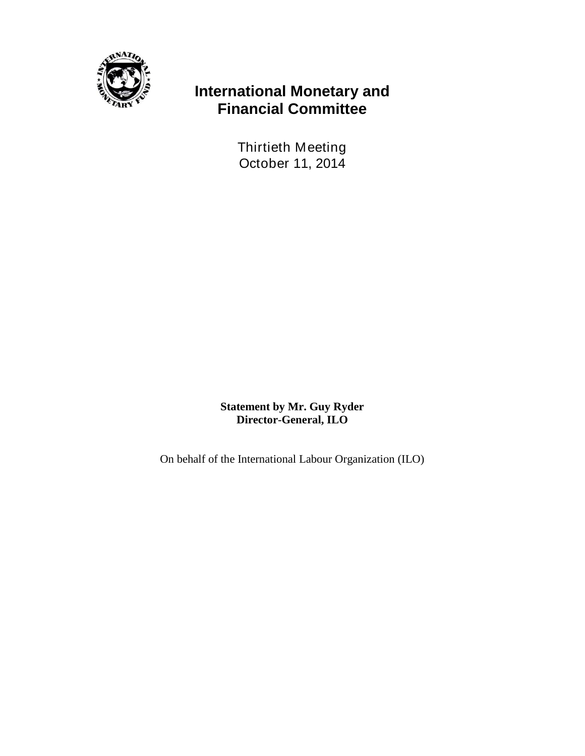# International Monetary and Financial Committee

Thirtieth Meeting
October 11, 2014

**Statement by Mr. Guy Ryder**
**Director-General, ILO**

On behalf of the International Labour Organization (ILO)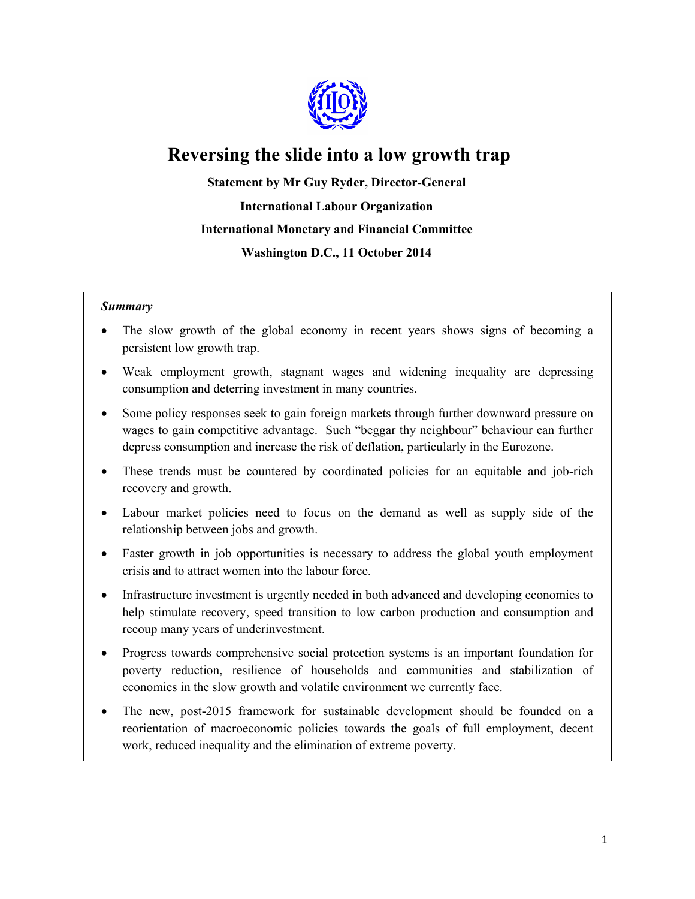# Reversing the slide into a low growth trap

**Statement by Mr Guy Ryder, Director-General**

**International Labour Organization**

**International Monetary and Financial Committee**

**Washington D.C., 11 October 2014**

***Summary***

- The slow growth of the global economy in recent years shows signs of becoming a persistent low growth trap.
- Weak employment growth, stagnant wages and widening inequality are depressing consumption and deterring investment in many countries.
- Some policy responses seek to gain foreign markets through further downward pressure on wages to gain competitive advantage. Such "beggar thy neighbour" behaviour can further depress consumption and increase the risk of deflation, particularly in the Eurozone.
- These trends must be countered by coordinated policies for an equitable and job-rich recovery and growth.
- Labour market policies need to focus on the demand as well as supply side of the relationship between jobs and growth.
- Faster growth in job opportunities is necessary to address the global youth employment crisis and to attract women into the labour force.
- Infrastructure investment is urgently needed in both advanced and developing economies to help stimulate recovery, speed transition to low carbon production and consumption and recoup many years of underinvestment.
- Progress towards comprehensive social protection systems is an important foundation for poverty reduction, resilience of households and communities and stabilization of economies in the slow growth and volatile environment we currently face.
- The new, post-2015 framework for sustainable development should be founded on a reorientation of macroeconomic policies towards the goals of full employment, decent work, reduced inequality and the elimination of extreme poverty.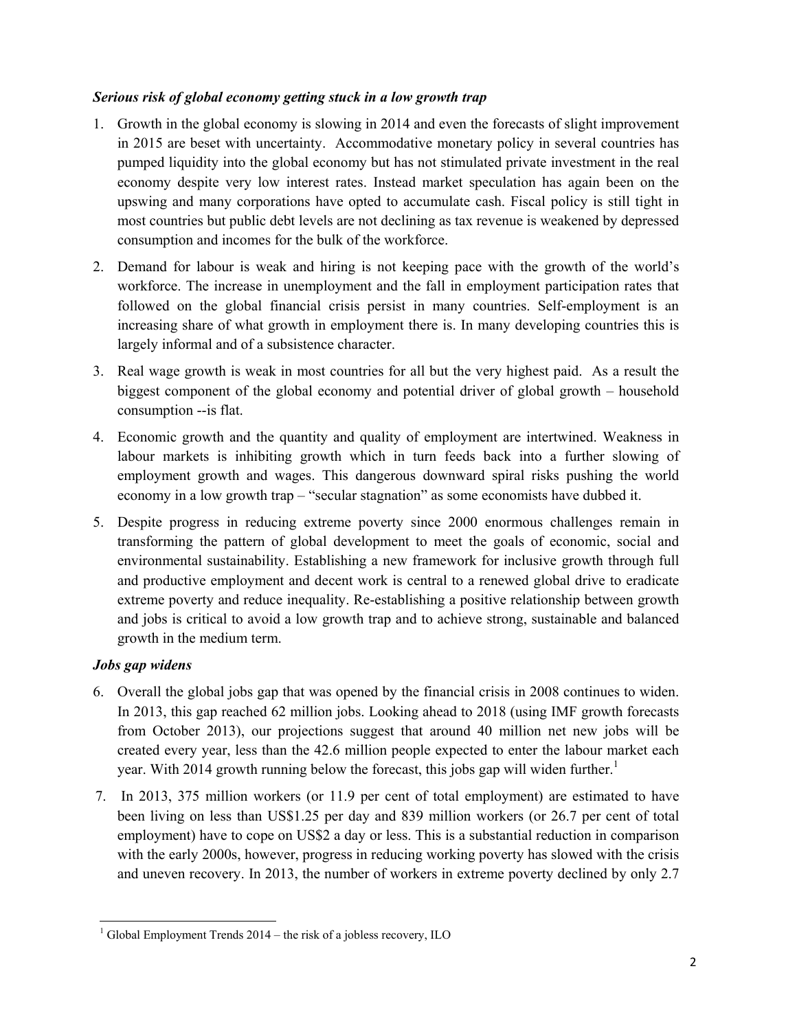### *Serious risk of global economy getting stuck in a low growth trap*

1. Growth in the global economy is slowing in 2014 and even the forecasts of slight improvement in 2015 are beset with uncertainty. Accommodative monetary policy in several countries has pumped liquidity into the global economy but has not stimulated private investment in the real economy despite very low interest rates. Instead market speculation has again been on the upswing and many corporations have opted to accumulate cash. Fiscal policy is still tight in most countries but public debt levels are not declining as tax revenue is weakened by depressed consumption and incomes for the bulk of the workforce.

2. Demand for labour is weak and hiring is not keeping pace with the growth of the world's workforce. The increase in unemployment and the fall in employment participation rates that followed on the global financial crisis persist in many countries. Self-employment is an increasing share of what growth in employment there is. In many developing countries this is largely informal and of a subsistence character.

3. Real wage growth is weak in most countries for all but the very highest paid. As a result the biggest component of the global economy and potential driver of global growth – household consumption --is flat.

4. Economic growth and the quantity and quality of employment are intertwined. Weakness in labour markets is inhibiting growth which in turn feeds back into a further slowing of employment growth and wages. This dangerous downward spiral risks pushing the world economy in a low growth trap – "secular stagnation" as some economists have dubbed it.

5. Despite progress in reducing extreme poverty since 2000 enormous challenges remain in transforming the pattern of global development to meet the goals of economic, social and environmental sustainability. Establishing a new framework for inclusive growth through full and productive employment and decent work is central to a renewed global drive to eradicate extreme poverty and reduce inequality. Re-establishing a positive relationship between growth and jobs is critical to avoid a low growth trap and to achieve strong, sustainable and balanced growth in the medium term.

### *Jobs gap widens*

6. Overall the global jobs gap that was opened by the financial crisis in 2008 continues to widen. In 2013, this gap reached 62 million jobs. Looking ahead to 2018 (using IMF growth forecasts from October 2013), our projections suggest that around 40 million net new jobs will be created every year, less than the 42.6 million people expected to enter the labour market each year. With 2014 growth running below the forecast, this jobs gap will widen further.[1]

7. In 2013, 375 million workers (or 11.9 per cent of total employment) are estimated to have been living on less than US$1.25 per day and 839 million workers (or 26.7 per cent of total employment) have to cope on US$2 a day or less. This is a substantial reduction in comparison with the early 2000s, however, progress in reducing working poverty has slowed with the crisis and uneven recovery. In 2013, the number of workers in extreme poverty declined by only 2.7

[1] Global Employment Trends 2014 – the risk of a jobless recovery, ILO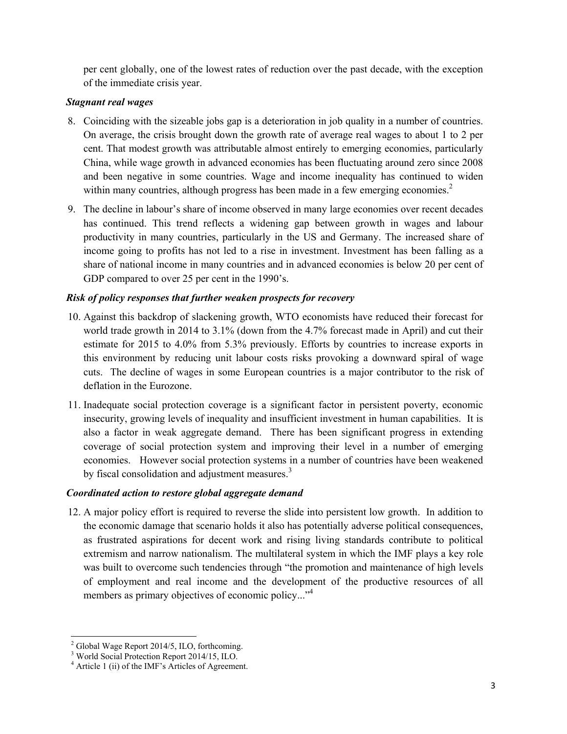per cent globally, one of the lowest rates of reduction over the past decade, with the exception of the immediate crisis year.

***Stagnant real wages***

8. Coinciding with the sizeable jobs gap is a deterioration in job quality in a number of countries. On average, the crisis brought down the growth rate of average real wages to about 1 to 2 per cent. That modest growth was attributable almost entirely to emerging economies, particularly China, while wage growth in advanced economies has been fluctuating around zero since 2008 and been negative in some countries. Wage and income inequality has continued to widen within many countries, although progress has been made in a few emerging economies.[2]

9. The decline in labour's share of income observed in many large economies over recent decades has continued. This trend reflects a widening gap between growth in wages and labour productivity in many countries, particularly in the US and Germany. The increased share of income going to profits has not led to a rise in investment. Investment has been falling as a share of national income in many countries and in advanced economies is below 20 per cent of GDP compared to over 25 per cent in the 1990's.

***Risk of policy responses that further weaken prospects for recovery***

10. Against this backdrop of slackening growth, WTO economists have reduced their forecast for world trade growth in 2014 to 3.1% (down from the 4.7% forecast made in April) and cut their estimate for 2015 to 4.0% from 5.3% previously. Efforts by countries to increase exports in this environment by reducing unit labour costs risks provoking a downward spiral of wage cuts. The decline of wages in some European countries is a major contributor to the risk of deflation in the Eurozone.

11. Inadequate social protection coverage is a significant factor in persistent poverty, economic insecurity, growing levels of inequality and insufficient investment in human capabilities. It is also a factor in weak aggregate demand. There has been significant progress in extending coverage of social protection system and improving their level in a number of emerging economies. However social protection systems in a number of countries have been weakened by fiscal consolidation and adjustment measures.[3]

***Coordinated action to restore global aggregate demand***

12. A major policy effort is required to reverse the slide into persistent low growth. In addition to the economic damage that scenario holds it also has potentially adverse political consequences, as frustrated aspirations for decent work and rising living standards contribute to political extremism and narrow nationalism. The multilateral system in which the IMF plays a key role was built to overcome such tendencies through "the promotion and maintenance of high levels of employment and real income and the development of the productive resources of all members as primary objectives of economic policy..."[4]

---

[2] Global Wage Report 2014/5, ILO, forthcoming.

[3] World Social Protection Report 2014/15, ILO.

[4] Article 1 (ii) of the IMF's Articles of Agreement.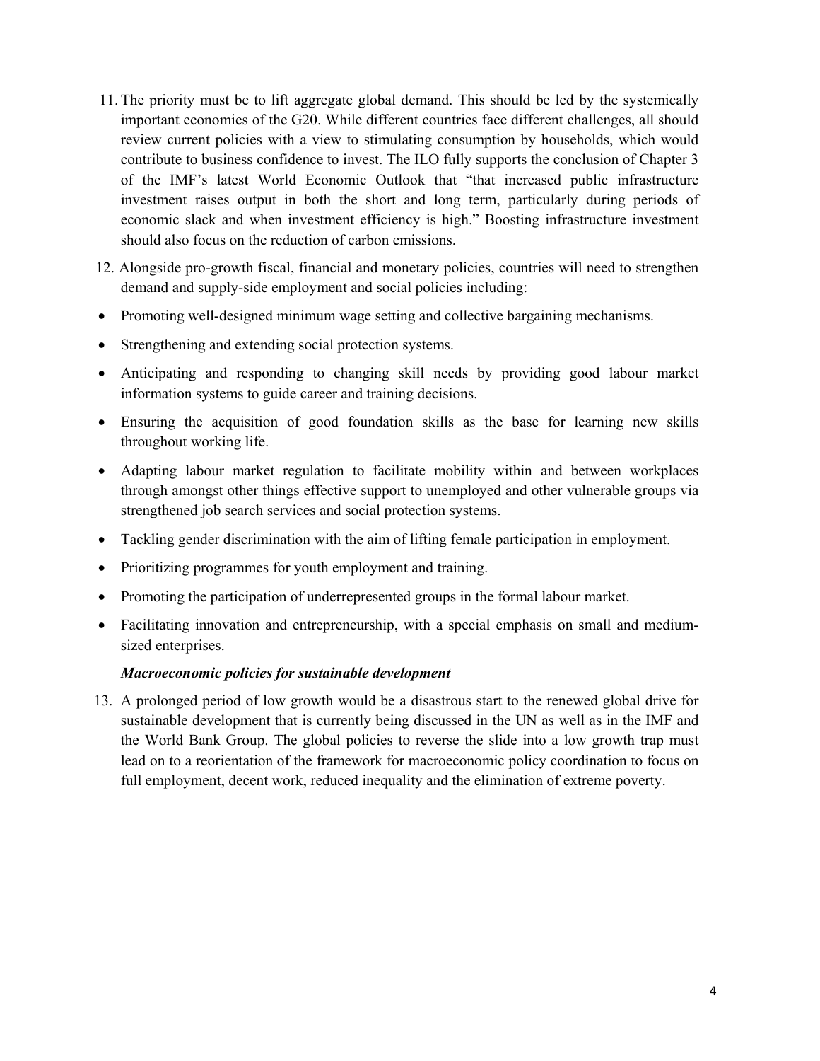11. The priority must be to lift aggregate global demand. This should be led by the systemically important economies of the G20. While different countries face different challenges, all should review current policies with a view to stimulating consumption by households, which would contribute to business confidence to invest. The ILO fully supports the conclusion of Chapter 3 of the IMF's latest World Economic Outlook that "that increased public infrastructure investment raises output in both the short and long term, particularly during periods of economic slack and when investment efficiency is high." Boosting infrastructure investment should also focus on the reduction of carbon emissions.

12. Alongside pro-growth fiscal, financial and monetary policies, countries will need to strengthen demand and supply-side employment and social policies including:

- Promoting well-designed minimum wage setting and collective bargaining mechanisms.
- Strengthening and extending social protection systems.
- Anticipating and responding to changing skill needs by providing good labour market information systems to guide career and training decisions.
- Ensuring the acquisition of good foundation skills as the base for learning new skills throughout working life.
- Adapting labour market regulation to facilitate mobility within and between workplaces through amongst other things effective support to unemployed and other vulnerable groups via strengthened job search services and social protection systems.
- Tackling gender discrimination with the aim of lifting female participation in employment.
- Prioritizing programmes for youth employment and training.
- Promoting the participation of underrepresented groups in the formal labour market.
- Facilitating innovation and entrepreneurship, with a special emphasis on small and medium-sized enterprises.

***Macroeconomic policies for sustainable development***

13. A prolonged period of low growth would be a disastrous start to the renewed global drive for sustainable development that is currently being discussed in the UN as well as in the IMF and the World Bank Group. The global policies to reverse the slide into a low growth trap must lead on to a reorientation of the framework for macroeconomic policy coordination to focus on full employment, decent work, reduced inequality and the elimination of extreme poverty.